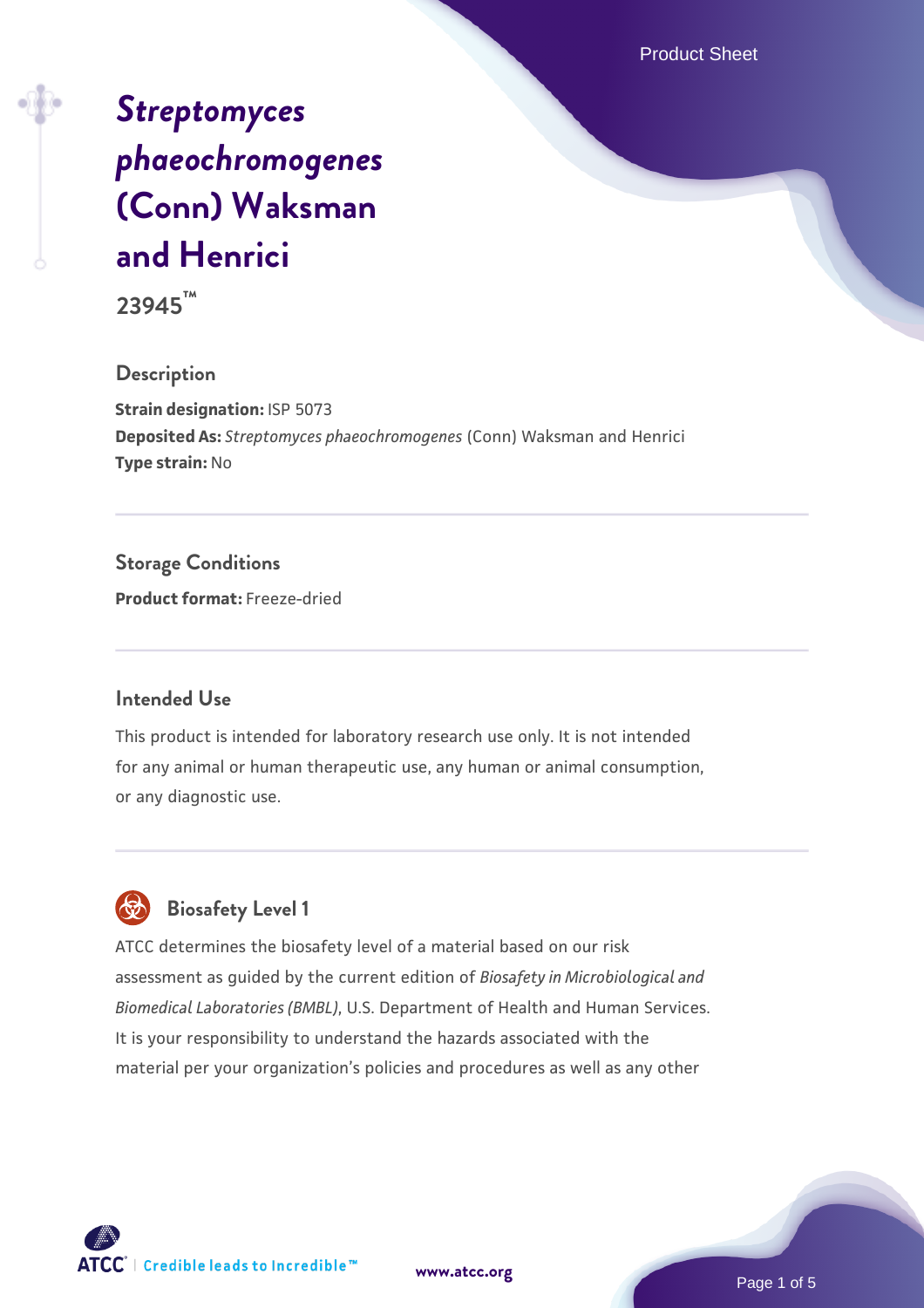# *Streptomyces phaeochromogenes* (Conn) Waksman and Henrici

**23945™**

## Description

**Strain designation:** ISP 5073
**Deposited As:** *Streptomyces phaeochromogenes* (Conn) Waksman and Henrici
**Type strain:** No

## Storage Conditions

**Product format:** Freeze-dried

## Intended Use

This product is intended for laboratory research use only. It is not intended for any animal or human therapeutic use, any human or animal consumption, or any diagnostic use.

## Biosafety Level 1

ATCC determines the biosafety level of a material based on our risk assessment as guided by the current edition of *Biosafety in Microbiological and Biomedical Laboratories (BMBL)*, U.S. Department of Health and Human Services. It is your responsibility to understand the hazards associated with the material per your organization's policies and procedures as well as any other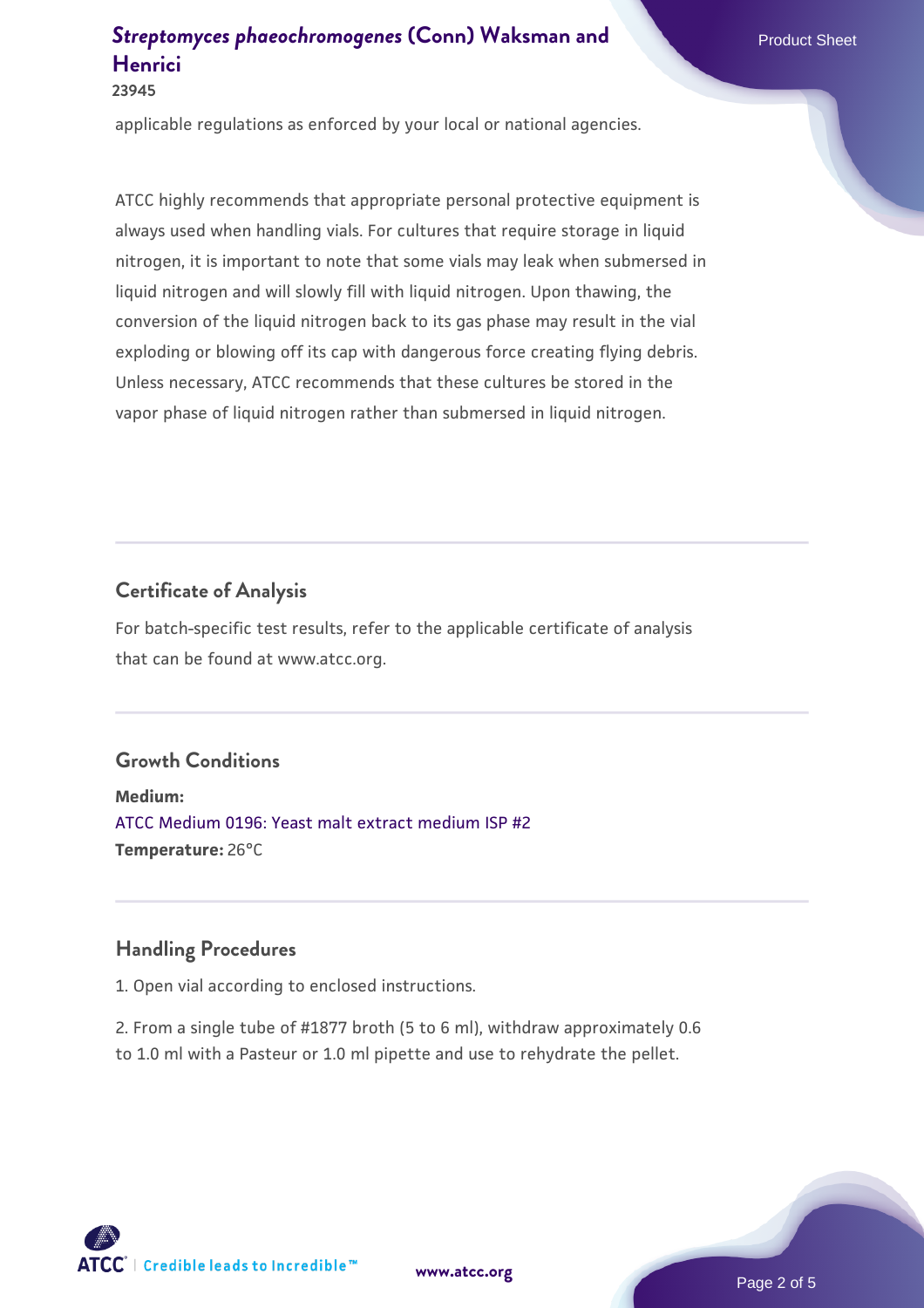applicable regulations as enforced by your local or national agencies.

ATCC highly recommends that appropriate personal protective equipment is always used when handling vials. For cultures that require storage in liquid nitrogen, it is important to note that some vials may leak when submersed in liquid nitrogen and will slowly fill with liquid nitrogen. Upon thawing, the conversion of the liquid nitrogen back to its gas phase may result in the vial exploding or blowing off its cap with dangerous force creating flying debris. Unless necessary, ATCC recommends that these cultures be stored in the vapor phase of liquid nitrogen rather than submersed in liquid nitrogen.

## Certificate of Analysis

For batch-specific test results, refer to the applicable certificate of analysis that can be found at www.atcc.org.

## Growth Conditions

**Medium:**
ATCC Medium 0196: Yeast malt extract medium ISP #2
**Temperature:** 26°C

## Handling Procedures

1. Open vial according to enclosed instructions.

2. From a single tube of #1877 broth (5 to 6 ml), withdraw approximately 0.6 to 1.0 ml with a Pasteur or 1.0 ml pipette and use to rehydrate the pellet.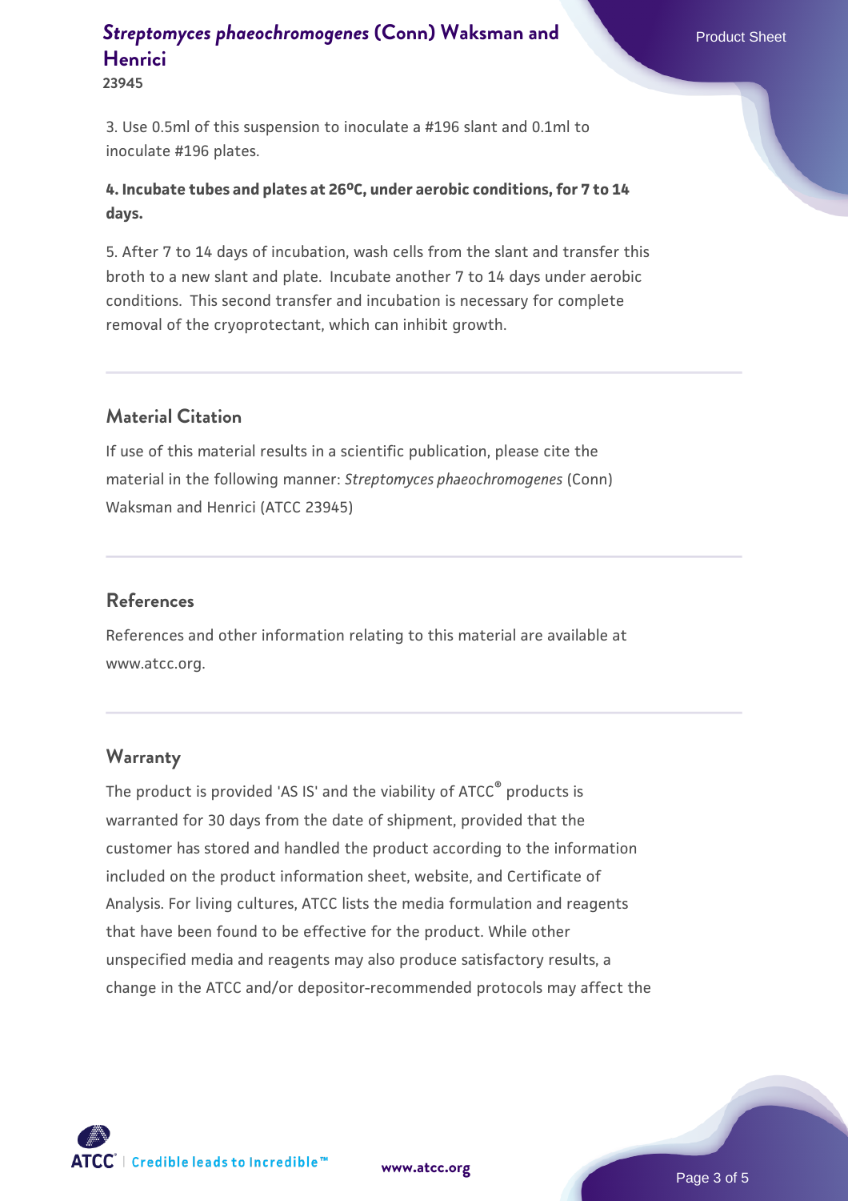3. Use 0.5ml of this suspension to inoculate a #196 slant and 0.1ml to inoculate #196 plates.

**4. Incubate tubes and plates at 26°C, under aerobic conditions, for 7 to 14 days.**

5. After 7 to 14 days of incubation, wash cells from the slant and transfer this broth to a new slant and plate. Incubate another 7 to 14 days under aerobic conditions. This second transfer and incubation is necessary for complete removal of the cryoprotectant, which can inhibit growth.

## Material Citation

If use of this material results in a scientific publication, please cite the material in the following manner: *Streptomyces phaeochromogenes* (Conn) Waksman and Henrici (ATCC 23945)

## References

References and other information relating to this material are available at www.atcc.org.

## Warranty

The product is provided 'AS IS' and the viability of ATCC® products is warranted for 30 days from the date of shipment, provided that the customer has stored and handled the product according to the information included on the product information sheet, website, and Certificate of Analysis. For living cultures, ATCC lists the media formulation and reagents that have been found to be effective for the product. While other unspecified media and reagents may also produce satisfactory results, a change in the ATCC and/or depositor-recommended protocols may affect the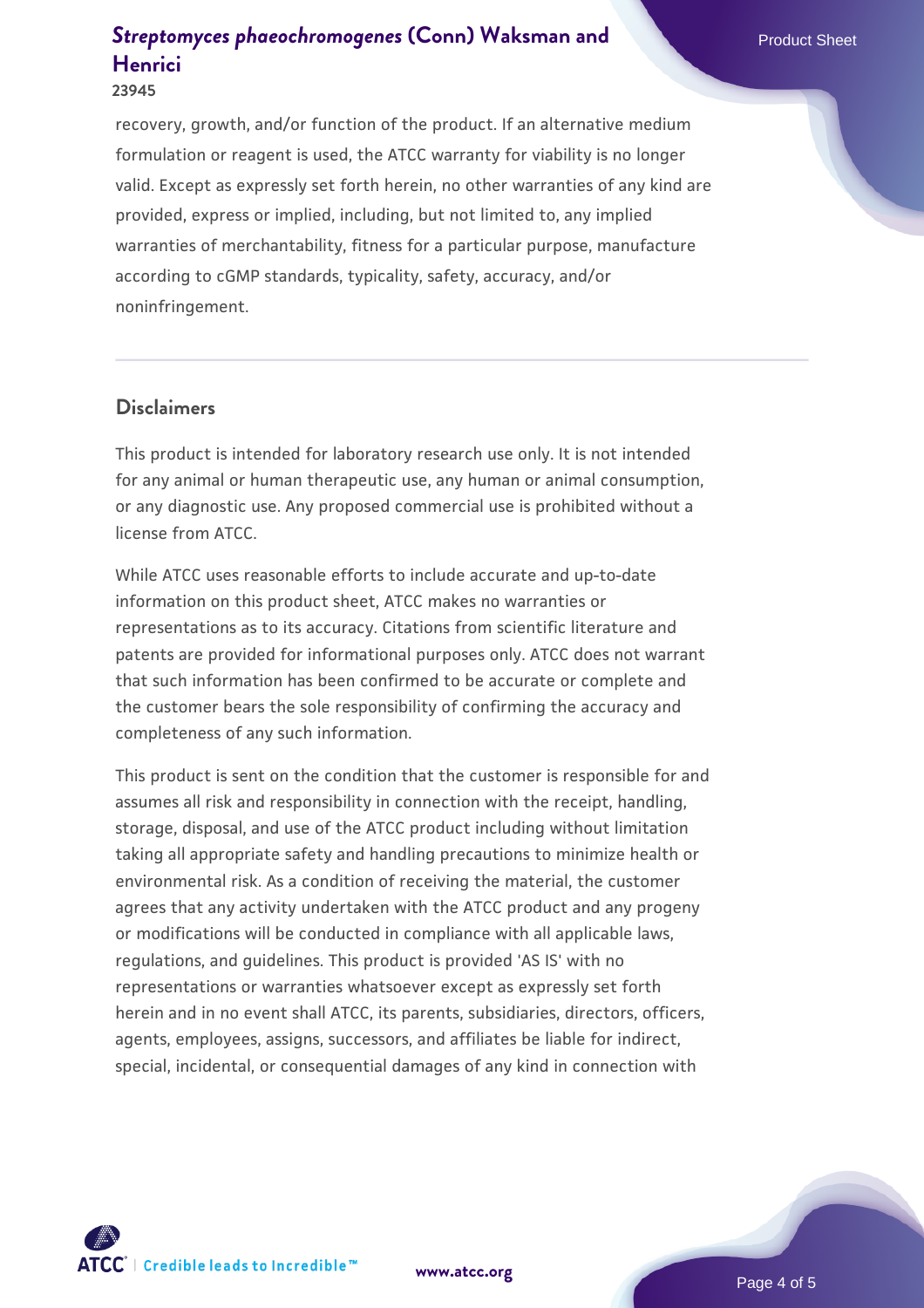recovery, growth, and/or function of the product. If an alternative medium formulation or reagent is used, the ATCC warranty for viability is no longer valid. Except as expressly set forth herein, no other warranties of any kind are provided, express or implied, including, but not limited to, any implied warranties of merchantability, fitness for a particular purpose, manufacture according to cGMP standards, typicality, safety, accuracy, and/or noninfringement.

## Disclaimers

This product is intended for laboratory research use only. It is not intended for any animal or human therapeutic use, any human or animal consumption, or any diagnostic use. Any proposed commercial use is prohibited without a license from ATCC.

While ATCC uses reasonable efforts to include accurate and up-to-date information on this product sheet, ATCC makes no warranties or representations as to its accuracy. Citations from scientific literature and patents are provided for informational purposes only. ATCC does not warrant that such information has been confirmed to be accurate or complete and the customer bears the sole responsibility of confirming the accuracy and completeness of any such information.

This product is sent on the condition that the customer is responsible for and assumes all risk and responsibility in connection with the receipt, handling, storage, disposal, and use of the ATCC product including without limitation taking all appropriate safety and handling precautions to minimize health or environmental risk. As a condition of receiving the material, the customer agrees that any activity undertaken with the ATCC product and any progeny or modifications will be conducted in compliance with all applicable laws, regulations, and guidelines. This product is provided 'AS IS' with no representations or warranties whatsoever except as expressly set forth herein and in no event shall ATCC, its parents, subsidiaries, directors, officers, agents, employees, assigns, successors, and affiliates be liable for indirect, special, incidental, or consequential damages of any kind in connection with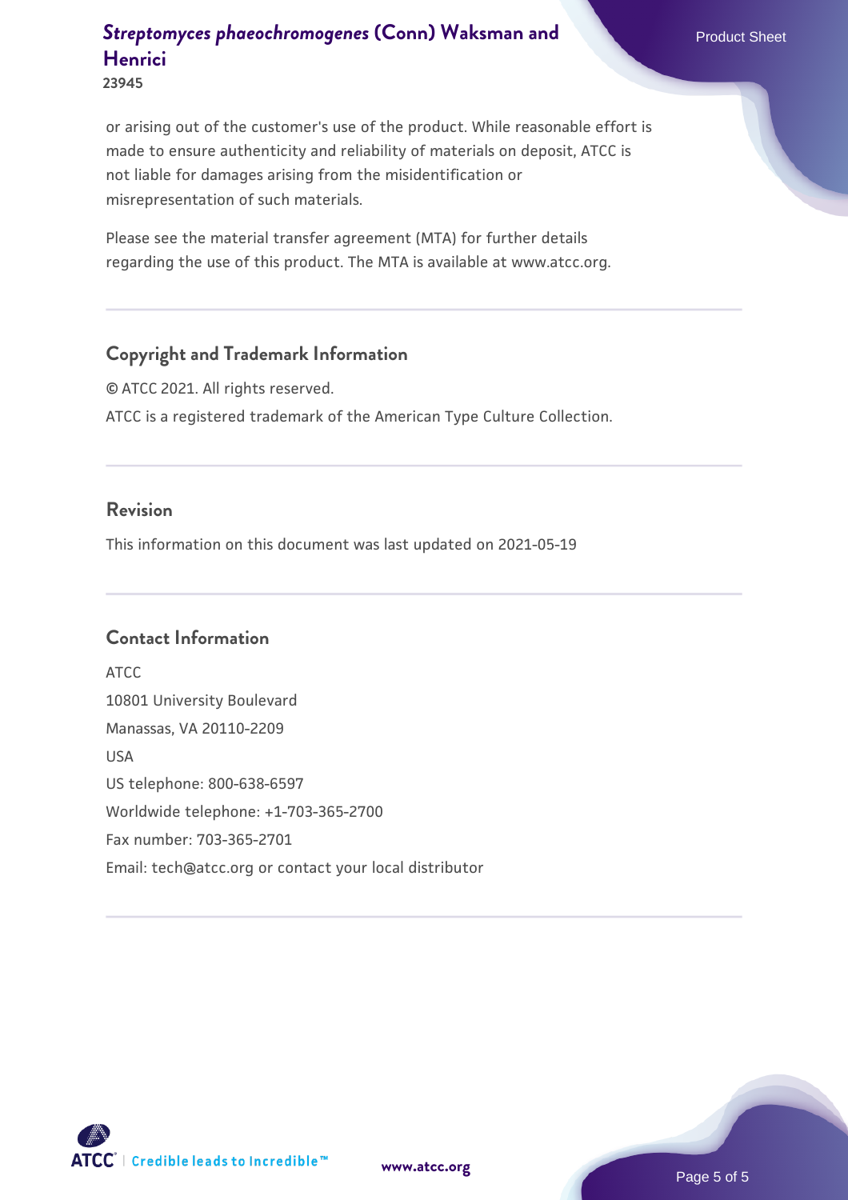or arising out of the customer's use of the product. While reasonable effort is made to ensure authenticity and reliability of materials on deposit, ATCC is not liable for damages arising from the misidentification or misrepresentation of such materials.

Please see the material transfer agreement (MTA) for further details regarding the use of this product. The MTA is available at www.atcc.org.

## Copyright and Trademark Information

© ATCC 2021. All rights reserved.

ATCC is a registered trademark of the American Type Culture Collection.

## Revision

This information on this document was last updated on 2021-05-19

## Contact Information

ATCC
10801 University Boulevard
Manassas, VA 20110-2209
USA
US telephone: 800-638-6597
Worldwide telephone: +1-703-365-2700
Fax number: 703-365-2701
Email: tech@atcc.org or contact your local distributor